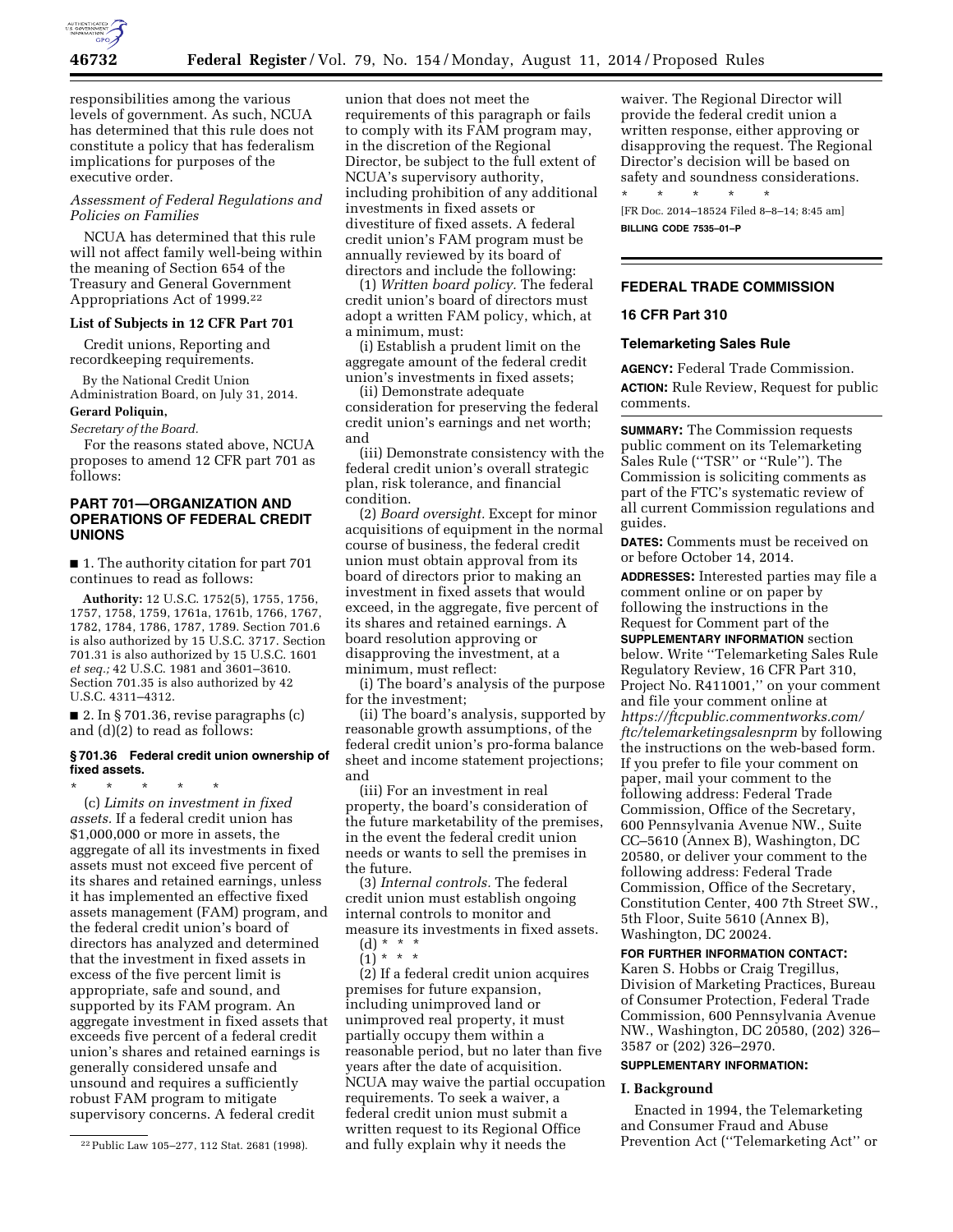responsibilities among the various levels of government. As such, NCUA has determined that this rule does not constitute a policy that has federalism implications for purposes of the executive order.

*Assessment of Federal Regulations and Policies on Families*

NCUA has determined that this rule will not affect family well-being within the meaning of Section 654 of the Treasury and General Government Appropriations Act of 1999.[22]

**List of Subjects in 12 CFR Part 701**

Credit unions, Reporting and recordkeeping requirements.

By the National Credit Union Administration Board, on July 31, 2014.

**Gerard Poliquin,**

*Secretary of the Board.*

For the reasons stated above, NCUA proposes to amend 12 CFR part 701 as follows:

## PART 701—ORGANIZATION AND OPERATIONS OF FEDERAL CREDIT UNIONS

■ 1. The authority citation for part 701 continues to read as follows:

**Authority:** 12 U.S.C. 1752(5), 1755, 1756, 1757, 1758, 1759, 1761a, 1761b, 1766, 1767, 1782, 1784, 1786, 1787, 1789. Section 701.6 is also authorized by 15 U.S.C. 3717. Section 701.31 is also authorized by 15 U.S.C. 1601 *et seq.;* 42 U.S.C. 1981 and 3601–3610. Section 701.35 is also authorized by 42 U.S.C. 4311–4312.

■ 2. In § 701.36, revise paragraphs (c) and (d)(2) to read as follows:

**§ 701.36 Federal credit union ownership of fixed assets.**

\* \* \* \* \*

(c) *Limits on investment in fixed assets.* If a federal credit union has $1,000,000 or more in assets, the aggregate of all its investments in fixed assets must not exceed five percent of its shares and retained earnings, unless it has implemented an effective fixed assets management (FAM) program, and the federal credit union's board of directors has analyzed and determined that the investment in fixed assets in excess of the five percent limit is appropriate, safe and sound, and supported by its FAM program. An aggregate investment in fixed assets that exceeds five percent of a federal credit union's shares and retained earnings is generally considered unsafe and unsound and requires a sufficiently robust FAM program to mitigate supervisory concerns. A federal credit union that does not meet the requirements of this paragraph or fails to comply with its FAM program may, in the discretion of the Regional Director, be subject to the full extent of NCUA's supervisory authority, including prohibition of any additional investments in fixed assets or divestiture of fixed assets. A federal credit union's FAM program must be annually reviewed by its board of directors and include the following:

(1) *Written board policy.* The federal credit union's board of directors must adopt a written FAM policy, which, at a minimum, must:

(i) Establish a prudent limit on the aggregate amount of the federal credit union's investments in fixed assets;

(ii) Demonstrate adequate consideration for preserving the federal credit union's earnings and net worth; and

(iii) Demonstrate consistency with the federal credit union's overall strategic plan, risk tolerance, and financial condition.

(2) *Board oversight.* Except for minor acquisitions of equipment in the normal course of business, the federal credit union must obtain approval from its board of directors prior to making an investment in fixed assets that would exceed, in the aggregate, five percent of its shares and retained earnings. A board resolution approving or disapproving the investment, at a minimum, must reflect:

(i) The board's analysis of the purpose for the investment;

(ii) The board's analysis, supported by reasonable growth assumptions, of the federal credit union's pro-forma balance sheet and income statement projections; and

(iii) For an investment in real property, the board's consideration of the future marketability of the premises, in the event the federal credit union needs or wants to sell the premises in the future.

(3) *Internal controls.* The federal credit union must establish ongoing internal controls to monitor and measure its investments in fixed assets.

(d) \* \* \*

(1) \* \* \*

(2) If a federal credit union acquires premises for future expansion, including unimproved land or unimproved real property, it must partially occupy them within a reasonable period, but no later than five years after the date of acquisition. NCUA may waive the partial occupation requirements. To seek a waiver, a federal credit union must submit a written request to its Regional Office and fully explain why it needs the waiver. The Regional Director will provide the federal credit union a written response, either approving or disapproving the request. The Regional Director's decision will be based on safety and soundness considerations.

\* \* \* \* \*

[FR Doc. 2014–18524 Filed 8–8–14; 8:45 am]

**BILLING CODE 7535–01–P**

---

## FEDERAL TRADE COMMISSION

### 16 CFR Part 310

### Telemarketing Sales Rule

**AGENCY:** Federal Trade Commission.

**ACTION:** Rule Review, Request for public comments.

**SUMMARY:** The Commission requests public comment on its Telemarketing Sales Rule (''TSR'' or ''Rule''). The Commission is soliciting comments as part of the FTC's systematic review of all current Commission regulations and guides.

**DATES:** Comments must be received on or before October 14, 2014.

**ADDRESSES:** Interested parties may file a comment online or on paper by following the instructions in the Request for Comment part of the **SUPPLEMENTARY INFORMATION** section below. Write ''Telemarketing Sales Rule Regulatory Review, 16 CFR Part 310, Project No. R411001,'' on your comment and file your comment online at *https://ftcpublic.commentworks.com/ftc/telemarketingsalesnprm* by following the instructions on the web-based form. If you prefer to file your comment on paper, mail your comment to the following address: Federal Trade Commission, Office of the Secretary, 600 Pennsylvania Avenue NW., Suite CC–5610 (Annex B), Washington, DC 20580, or deliver your comment to the following address: Federal Trade Commission, Office of the Secretary, Constitution Center, 400 7th Street SW., 5th Floor, Suite 5610 (Annex B), Washington, DC 20024.

**FOR FURTHER INFORMATION CONTACT:** Karen S. Hobbs or Craig Tregillus, Division of Marketing Practices, Bureau of Consumer Protection, Federal Trade Commission, 600 Pennsylvania Avenue NW., Washington, DC 20580, (202) 326–3587 or (202) 326–2970.

**SUPPLEMENTARY INFORMATION:**

**I. Background**

Enacted in 1994, the Telemarketing and Consumer Fraud and Abuse Prevention Act (''Telemarketing Act'' or

---

[22] Public Law 105–277, 112 Stat. 2681 (1998).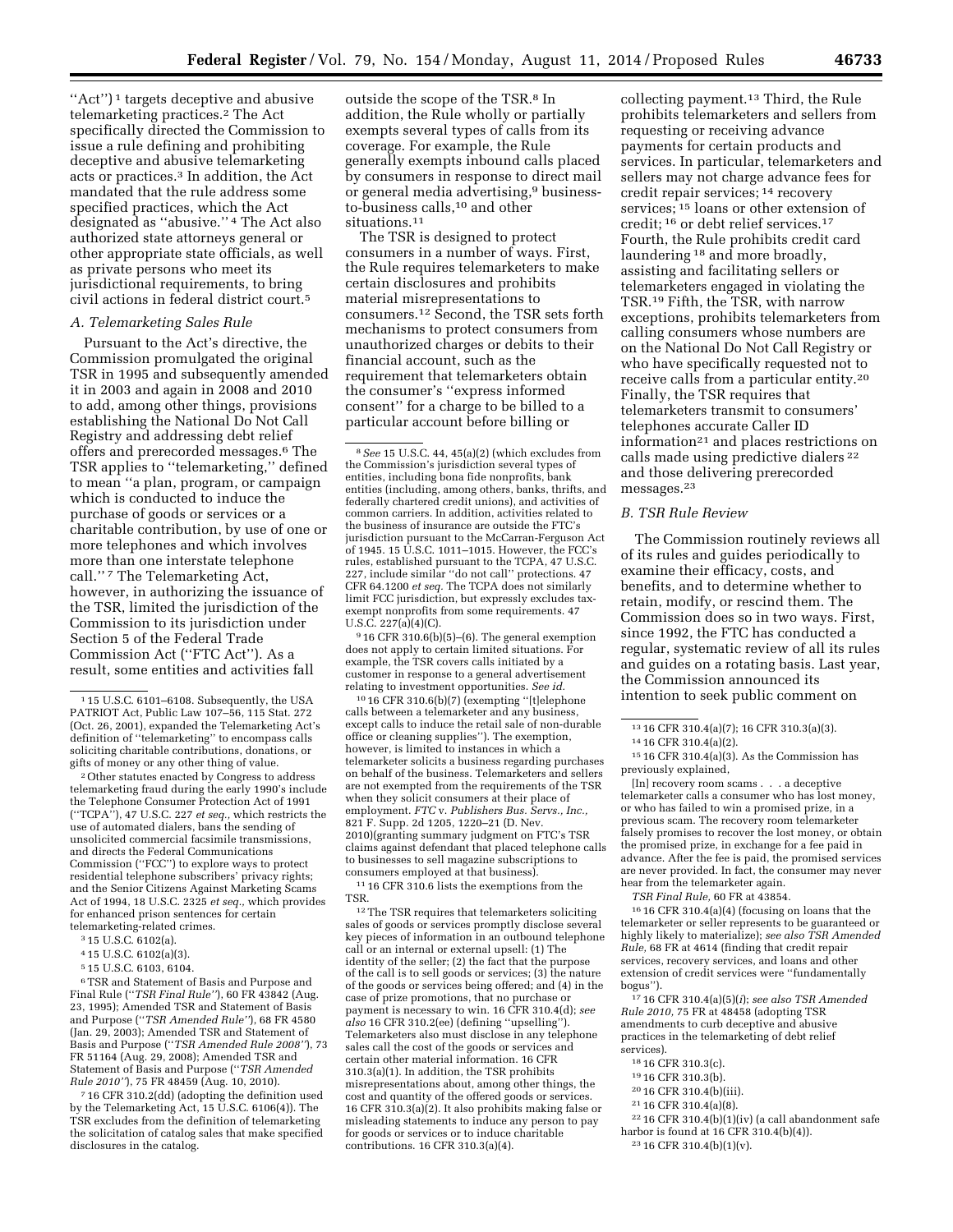"Act")[1] targets deceptive and abusive telemarketing practices.[2] The Act specifically directed the Commission to issue a rule defining and prohibiting deceptive and abusive telemarketing acts or practices.[3] In addition, the Act mandated that the rule address some specified practices, which the Act designated as "abusive."[4] The Act also authorized state attorneys general or other appropriate state officials, as well as private persons who meet its jurisdictional requirements, to bring civil actions in federal district court.[5]

### A. Telemarketing Sales Rule

Pursuant to the Act's directive, the Commission promulgated the original TSR in 1995 and subsequently amended it in 2003 and again in 2008 and 2010 to add, among other things, provisions establishing the National Do Not Call Registry and addressing debt relief offers and prerecorded messages.[6] The TSR applies to "telemarketing," defined to mean "a plan, program, or campaign which is conducted to induce the purchase of goods or services or a charitable contribution, by use of one or more telephones and which involves more than one interstate telephone call."[7] The Telemarketing Act, however, in authorizing the issuance of the TSR, limited the jurisdiction of the Commission to its jurisdiction under Section 5 of the Federal Trade Commission Act ("FTC Act"). As a result, some entities and activities fall outside the scope of the TSR.[8] In addition, the Rule wholly or partially exempts several types of calls from its coverage. For example, the Rule generally exempts inbound calls placed by consumers in response to direct mail or general media advertising,[9] business-to-business calls,[10] and other situations.[11]

The TSR is designed to protect consumers in a number of ways. First, the Rule requires telemarketers to make certain disclosures and prohibits material misrepresentations to consumers.[12] Second, the TSR sets forth mechanisms to protect consumers from unauthorized charges or debits to their financial account, such as the requirement that telemarketers obtain the consumer's "express informed consent" for a charge to be billed to a particular account before billing or collecting payment.[13] Third, the Rule prohibits telemarketers and sellers from requesting or receiving advance payments for certain products and services. In particular, telemarketers and sellers may not charge advance fees for credit repair services;[14] recovery services;[15] loans or other extension of credit;[16] or debt relief services.[17] Fourth, the Rule prohibits credit card laundering[18] and more broadly, assisting and facilitating sellers or telemarketers engaged in violating the TSR.[19] Fifth, the TSR, with narrow exceptions, prohibits telemarketers from calling consumers whose numbers are on the National Do Not Call Registry or who have specifically requested not to receive calls from a particular entity.[20] Finally, the TSR requires that telemarketers transmit to consumers' telephones accurate Caller ID information[21] and places restrictions on calls made using predictive dialers[22] and those delivering prerecorded messages.[23]

### B. TSR Rule Review

The Commission routinely reviews all of its rules and guides periodically to examine their efficacy, costs, and benefits, and to determine whether to retain, modify, or rescind them. The Commission does so in two ways. First, since 1992, the FTC has conducted a regular, systematic review of all its rules and guides on a rotating basis. Last year, the Commission announced its intention to seek public comment on

---

[1] 15 U.S.C. 6101–6108. Subsequently, the USA PATRIOT Act, Public Law 107–56, 115 Stat. 272 (Oct. 26, 2001), expanded the Telemarketing Act's definition of "telemarketing" to encompass calls soliciting charitable contributions, donations, or gifts of money or any other thing of value.

[2] Other statutes enacted by Congress to address telemarketing fraud during the early 1990's include the Telephone Consumer Protection Act of 1991 ("TCPA"), 47 U.S.C. 227 *et seq.,* which restricts the use of automated dialers, bans the sending of unsolicited commercial facsimile transmissions, and directs the Federal Communications Commission ("FCC") to explore ways to protect residential telephone subscribers' privacy rights; and the Senior Citizens Against Marketing Scams Act of 1994, 18 U.S.C. 2325 *et seq.,* which provides for enhanced prison sentences for certain telemarketing-related crimes.

[3] 15 U.S.C. 6102(a).

[4] 15 U.S.C. 6102(a)(3).

[5] 15 U.S.C. 6103, 6104.

[6] TSR and Statement of Basis and Purpose and Final Rule ("*TSR Final Rule*"), 60 FR 43842 (Aug. 23, 1995); Amended TSR and Statement of Basis and Purpose ("*TSR Amended Rule*"), 68 FR 4580 (Jan. 29, 2003); Amended TSR and Statement of Basis and Purpose ("*TSR Amended Rule 2008*"), 73 FR 51164 (Aug. 29, 2008); Amended TSR and Statement of Basis and Purpose ("*TSR Amended Rule 2010*"), 75 FR 48459 (Aug. 10, 2010).

[7] 16 CFR 310.2(dd) (adopting the definition used by the Telemarketing Act, 15 U.S.C. 6106(4)). The TSR excludes from the definition of telemarketing the solicitation of catalog sales that make specified disclosures in the catalog.

[8] *See* 15 U.S.C. 44, 45(a)(2) (which excludes from the Commission's jurisdiction several types of entities, including bona fide nonprofits, bank entities (including, among others, banks, thrifts, and federally chartered credit unions), and activities of common carriers. In addition, activities related to the business of insurance are outside the FTC's jurisdiction pursuant to the McCarran-Ferguson Act of 1945. 15 U.S.C. 1011–1015. However, the FCC's rules, established pursuant to the TCPA, 47 U.S.C. 227, include similar "do not call" protections. 47 CFR 64.1200 *et seq.* The TCPA does not similarly limit FCC jurisdiction, but expressly excludes tax-exempt nonprofits from some requirements. 47 U.S.C. 227(a)(4)(C).

[9] 16 CFR 310.6(b)(5)–(6). The general exemption does not apply to certain limited situations. For example, the TSR covers calls initiated by a customer in response to a general advertisement relating to investment opportunities. *See id.*

[10] 16 CFR 310.6(b)(7) (exempting "[t]elephone calls between a telemarketer and any business, except calls to induce the retail sale of non-durable office or cleaning supplies"). The exemption, however, is limited to instances in which a telemarketer solicits a business regarding purchases on behalf of the business. Telemarketers and sellers are not exempted from the requirements of the TSR when they solicit consumers at their place of employment. *FTC* v. *Publishers Bus. Servs., Inc.,* 821 F. Supp. 2d 1205, 1220–21 (D. Nev. 2010)(granting summary judgment on FTC's TSR claims against defendant that placed telephone calls to businesses to sell magazine subscriptions to consumers employed at that business).

[11] 16 CFR 310.6 lists the exemptions from the TSR.

[12] The TSR requires that telemarketers soliciting sales of goods or services promptly disclose several key pieces of information in an outbound telephone call or an internal or external upsell: (1) The identity of the seller; (2) the fact that the purpose of the call is to sell goods or services; (3) the nature of the goods or services being offered; and (4) in the case of prize promotions, that no purchase or payment is necessary to win. 16 CFR 310.4(d); *see also* 16 CFR 310.2(ee) (defining "upselling"). Telemarketers also must disclose in any telephone sales call the cost of the goods or services and certain other material information. 16 CFR 310.3(a)(1). In addition, the TSR prohibits misrepresentations about, among other things, the cost and quantity of the offered goods or services. 16 CFR 310.3(a)(2). It also prohibits making false or misleading statements to induce any person to pay for goods or services or to induce charitable contributions. 16 CFR 310.3(a)(4).

[13] 16 CFR 310.4(a)(7); 16 CFR 310.3(a)(3).

[14] 16 CFR 310.4(a)(2).

[15] 16 CFR 310.4(a)(3). As the Commission has previously explained,

> [In] recovery room scams . . . a deceptive telemarketer calls a consumer who has lost money, or who has failed to win a promised prize, in a previous scam. The recovery room telemarketer falsely promises to recover the lost money, or obtain the promised prize, in exchange for a fee paid in advance. After the fee is paid, the promised services are never provided. In fact, the consumer may never hear from the telemarketer again.

*TSR Final Rule,* 60 FR at 43854.

[16] 16 CFR 310.4(a)(4) (focusing on loans that the telemarketer or seller represents to be guaranteed or highly likely to materialize); *see also TSR Amended Rule,* 68 FR at 4614 (finding that credit repair services, recovery services, and loans and other extension of credit services were "fundamentally bogus").

[17] 16 CFR 310.4(a)(5)(*i*); *see also TSR Amended Rule 2010,* 75 FR at 48458 (adopting TSR amendments to curb deceptive and abusive practices in the telemarketing of debt relief services).

[18] 16 CFR 310.3(c).

[19] 16 CFR 310.3(b).

[20] 16 CFR 310.4(b)(iii).

[21] 16 CFR 310.4(a)(8).

[22] 16 CFR 310.4(b)(1)(iv) (a call abandonment safe harbor is found at 16 CFR 310.4(b)(4)).

[23] 16 CFR 310.4(b)(1)(v).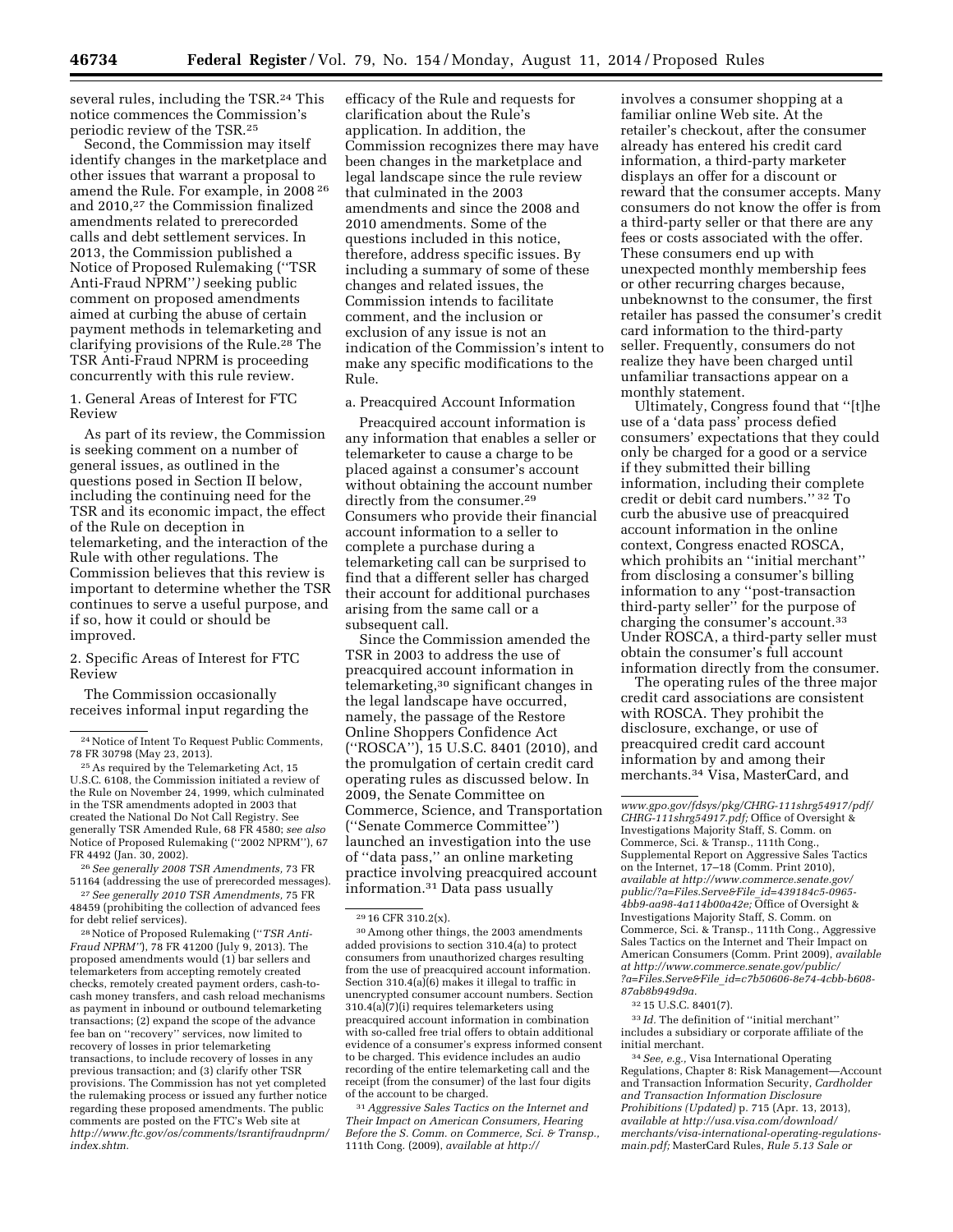several rules, including the TSR.[24] This notice commences the Commission's periodic review of the TSR.[25]

Second, the Commission may itself identify changes in the marketplace and other issues that warrant a proposal to amend the Rule. For example, in 2008 [26] and 2010,[27] the Commission finalized amendments related to prerecorded calls and debt settlement services. In 2013, the Commission published a Notice of Proposed Rulemaking (''TSR Anti-Fraud NPRM'') seeking public comment on proposed amendments aimed at curbing the abuse of certain payment methods in telemarketing and clarifying provisions of the Rule.[28] The TSR Anti-Fraud NPRM is proceeding concurrently with this rule review.

1. General Areas of Interest for FTC Review

As part of its review, the Commission is seeking comment on a number of general issues, as outlined in the questions posed in Section II below, including the continuing need for the TSR and its economic impact, the effect of the Rule on deception in telemarketing, and the interaction of the Rule with other regulations. The Commission believes that this review is important to determine whether the TSR continues to serve a useful purpose, and if so, how it could or should be improved.

2. Specific Areas of Interest for FTC Review

The Commission occasionally receives informal input regarding the efficacy of the Rule and requests for clarification about the Rule's application. In addition, the Commission recognizes there may have been changes in the marketplace and legal landscape since the rule review that culminated in the 2003 amendments and since the 2008 and 2010 amendments. Some of the questions included in this notice, therefore, address specific issues. By including a summary of some of these changes and related issues, the Commission intends to facilitate comment, and the inclusion or exclusion of any issue is not an indication of the Commission's intent to make any specific modifications to the Rule.

a. Preacquired Account Information

Preacquired account information is any information that enables a seller or telemarketer to cause a charge to be placed against a consumer's account without obtaining the account number directly from the consumer.[29] Consumers who provide their financial account information to a seller to complete a purchase during a telemarketing call can be surprised to find that a different seller has charged their account for additional purchases arising from the same call or a subsequent call.

Since the Commission amended the TSR in 2003 to address the use of preacquired account information in telemarketing,[30] significant changes in the legal landscape have occurred, namely, the passage of the Restore Online Shoppers Confidence Act (''ROSCA''), 15 U.S.C. 8401 (2010), and the promulgation of certain credit card operating rules as discussed below. In 2009, the Senate Committee on Commerce, Science, and Transportation (''Senate Commerce Committee'') launched an investigation into the use of ''data pass,'' an online marketing practice involving preacquired account information.[31] Data pass usually involves a consumer shopping at a familiar online Web site. At the retailer's checkout, after the consumer already has entered his credit card information, a third-party marketer displays an offer for a discount or reward that the consumer accepts. Many consumers do not know the offer is from a third-party seller or that there are any fees or costs associated with the offer. These consumers end up with unexpected monthly membership fees or other recurring charges because, unbeknownst to the consumer, the first retailer has passed the consumer's credit card information to the third-party seller. Frequently, consumers do not realize they have been charged until unfamiliar transactions appear on a monthly statement.

Ultimately, Congress found that ''[t]he use of a 'data pass' process defied consumers' expectations that they could only be charged for a good or a service if they submitted their billing information, including their complete credit or debit card numbers.'' [32] To curb the abusive use of preacquired account information in the online context, Congress enacted ROSCA, which prohibits an ''initial merchant'' from disclosing a consumer's billing information to any ''post-transaction third-party seller'' for the purpose of charging the consumer's account.[33] Under ROSCA, a third-party seller must obtain the consumer's full account information directly from the consumer.

The operating rules of the three major credit card associations are consistent with ROSCA. They prohibit the disclosure, exchange, or use of preacquired credit card account information by and among their merchants.[34] Visa, MasterCard, and

---

[24] Notice of Intent To Request Public Comments, 78 FR 30798 (May 23, 2013).

[25] As required by the Telemarketing Act, 15 U.S.C. 6108, the Commission initiated a review of the Rule on November 24, 1999, which culminated in the TSR amendments adopted in 2003 that created the National Do Not Call Registry. See generally TSR Amended Rule, 68 FR 4580; *see also* Notice of Proposed Rulemaking (''2002 NPRM''), 67 FR 4492 (Jan. 30, 2002).

[26] *See generally 2008 TSR Amendments,* 73 FR 51164 (addressing the use of prerecorded messages).

[27] *See generally 2010 TSR Amendments,* 75 FR 48459 (prohibiting the collection of advanced fees for debt relief services).

[28] Notice of Proposed Rulemaking (''*TSR Anti-Fraud NPRM*''), 78 FR 41200 (July 9, 2013). The proposed amendments would (1) bar sellers and telemarketers from accepting remotely created checks, remotely created payment orders, cash-to-cash money transfers, and cash reload mechanisms as payment in inbound or outbound telemarketing transactions; (2) expand the scope of the advance fee ban on ''recovery'' services, now limited to recovery of losses in prior telemarketing transactions, to include recovery of losses in any previous transaction; and (3) clarify other TSR provisions. The Commission has not yet completed the rulemaking process or issued any further notice regarding these proposed amendments. The public comments are posted on the FTC's Web site at *http://www.ftc.gov/os/comments/tsrantifraudnprm/index.shtm.*

[29] 16 CFR 310.2(x).

[30] Among other things, the 2003 amendments added provisions to section 310.4(a) to protect consumers from unauthorized charges resulting from the use of preacquired account information. Section 310.4(a)(6) makes it illegal to traffic in unencrypted consumer account numbers. Section 310.4(a)(7)(i) requires telemarketers using preacquired account information in combination with so-called free trial offers to obtain additional evidence of a consumer's express informed consent to be charged. This evidence includes an audio recording of the entire telemarketing call and the receipt (from the consumer) of the last four digits of the account to be charged.

[31] *Aggressive Sales Tactics on the Internet and Their Impact on American Consumers, Hearing Before the S. Comm. on Commerce, Sci. & Transp.,* 111th Cong. (2009), *available at http://www.gpo.gov/fdsys/pkg/CHRG-111shrg54917/pdf/CHRG-111shrg54917.pdf;* Office of Oversight & Investigations Majority Staff, S. Comm. on Commerce, Sci. & Transp., 111th Cong., Supplemental Report on Aggressive Sales Tactics on the Internet, 17–18 (Comm. Print 2010), *available at http://www.commerce.senate.gov/public/?a=Files.Serve&File_id=439184c5-0965-4bb9-aa98-4a114b00a42e;* Office of Oversight & Investigations Majority Staff, S. Comm. on Commerce, Sci. & Transp., 111th Cong., Aggressive Sales Tactics on the Internet and Their Impact on American Consumers (Comm. Print 2009), *available at http://www.commerce.senate.gov/public/?a=Files.Serve&File_id=c7b50606-8e74-4cbb-b608-87ab8b949d9a.*

[32] 15 U.S.C. 8401(7).

[33] *Id.* The definition of ''initial merchant'' includes a subsidiary or corporate affiliate of the initial merchant.

[34] *See, e.g.,* Visa International Operating Regulations, Chapter 8: Risk Management—Account and Transaction Information Security, *Cardholder and Transaction Information Disclosure Prohibitions (Updated)* p. 715 (Apr. 13, 2013), *available at http://usa.visa.com/download/merchants/visa-international-operating-regulations-main.pdf;* MasterCard Rules, *Rule 5.13 Sale or*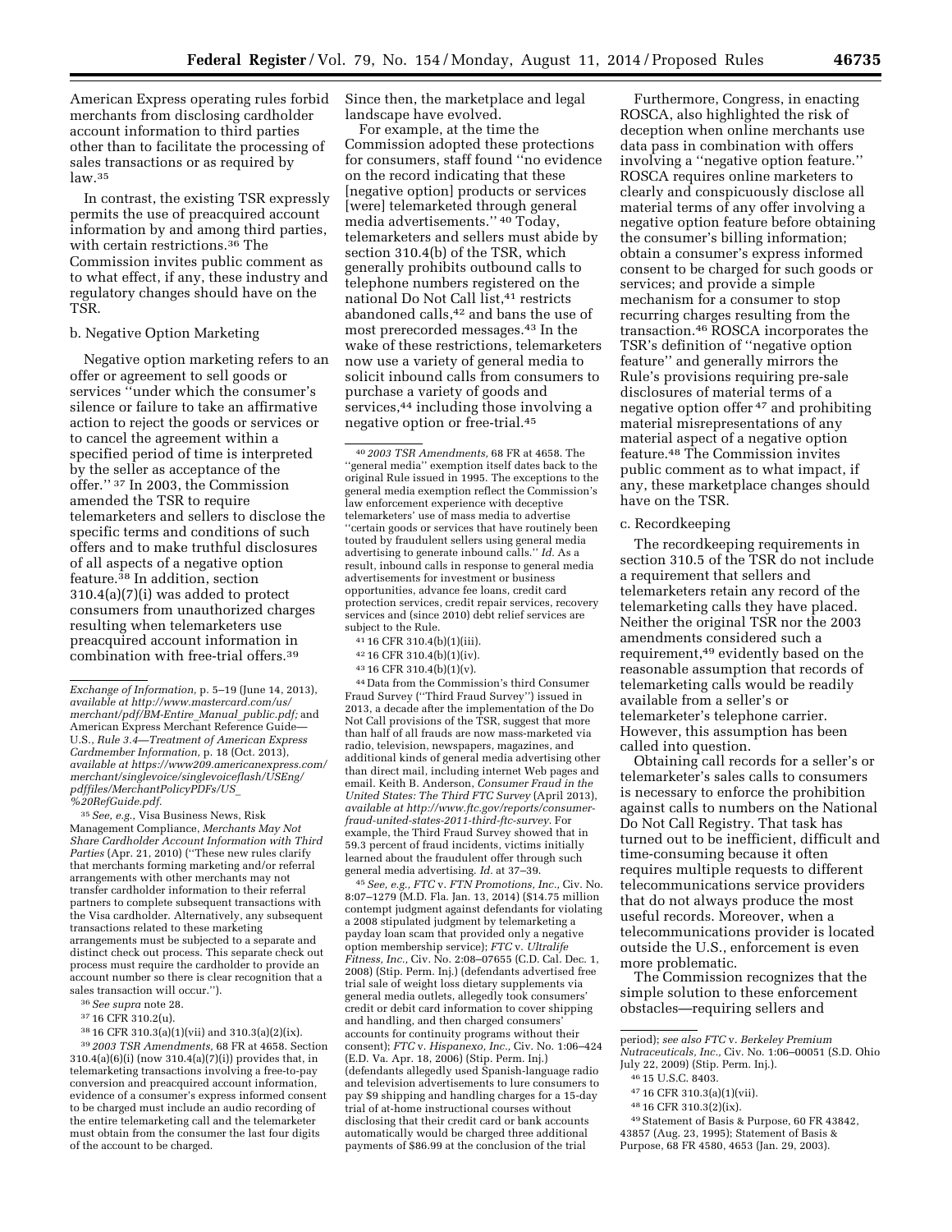American Express operating rules forbid merchants from disclosing cardholder account information to third parties other than to facilitate the processing of sales transactions or as required by law.[35]

In contrast, the existing TSR expressly permits the use of preacquired account information by and among third parties, with certain restrictions.[36] The Commission invites public comment as to what effect, if any, these industry and regulatory changes should have on the TSR.

b. Negative Option Marketing

Negative option marketing refers to an offer or agreement to sell goods or services ''under which the consumer's silence or failure to take an affirmative action to reject the goods or services or to cancel the agreement within a specified period of time is interpreted by the seller as acceptance of the offer.'' [37] In 2003, the Commission amended the TSR to require telemarketers and sellers to disclose the specific terms and conditions of such offers and to make truthful disclosures of all aspects of a negative option feature.[38] In addition, section 310.4(a)(7)(i) was added to protect consumers from unauthorized charges resulting when telemarketers use preacquired account information in combination with free-trial offers.[39] Since then, the marketplace and legal landscape have evolved.

For example, at the time the Commission adopted these protections for consumers, staff found ''no evidence on the record indicating that these [negative option] products or services [were] telemarketed through general media advertisements.'' [40] Today, telemarketers and sellers must abide by section 310.4(b) of the TSR, which generally prohibits outbound calls to telephone numbers registered on the national Do Not Call list,[41] restricts abandoned calls,[42] and bans the use of most prerecorded messages.[43] In the wake of these restrictions, telemarketers now use a variety of general media to solicit inbound calls from consumers to purchase a variety of goods and services,[44] including those involving a negative option or free-trial.[45]

Furthermore, Congress, in enacting ROSCA, also highlighted the risk of deception when online merchants use data pass in combination with offers involving a ''negative option feature.'' ROSCA requires online marketers to clearly and conspicuously disclose all material terms of any offer involving a negative option feature before obtaining the consumer's billing information; obtain a consumer's express informed consent to be charged for such goods or services; and provide a simple mechanism for a consumer to stop recurring charges resulting from the transaction.[46] ROSCA incorporates the TSR's definition of ''negative option feature'' and generally mirrors the Rule's provisions requiring pre-sale disclosures of material terms of a negative option offer[47] and prohibiting material misrepresentations of any material aspect of a negative option feature.[48] The Commission invites public comment as to what impact, if any, these marketplace changes should have on the TSR.

c. Recordkeeping

The recordkeeping requirements in section 310.5 of the TSR do not include a requirement that sellers and telemarketers retain any record of the telemarketing calls they have placed. Neither the original TSR nor the 2003 amendments considered such a requirement,[49] evidently based on the reasonable assumption that records of telemarketing calls would be readily available from a seller's or telemarketer's telephone carrier. However, this assumption has been called into question.

Obtaining call records for a seller's or telemarketer's sales calls to consumers is necessary to enforce the prohibition against calls to numbers on the National Do Not Call Registry. That task has turned out to be inefficient, difficult and time-consuming because it often requires multiple requests to different telecommunications service providers that do not always produce the most useful records. Moreover, when a telecommunications provider is located outside the U.S., enforcement is even more problematic.

The Commission recognizes that the simple solution to these enforcement obstacles—requiring sellers and

---

*Exchange of Information,* p. 5–19 (June 14, 2013), *available at http://www.mastercard.com/us/merchant/pdf/BM-Entire_Manual_public.pdf;* and American Express Merchant Reference Guide—U.S., *Rule 3.4—Treatment of American Express Cardmember Information,* p. 18 (Oct. 2013), *available at https://www209.americanexpress.com/merchant/singlevoice/singlevoiceflash/USEng/pdffiles/MerchantPolicyPDFs/US_%20RefGuide.pdf.*

[35] *See, e.g.,* Visa Business News, Risk Management Compliance, *Merchants May Not Share Cardholder Account Information with Third Parties* (Apr. 21, 2010) (''These new rules clarify that merchants forming marketing and/or referral arrangements with other merchants may not transfer cardholder information to their referral partners to complete subsequent transactions with the Visa cardholder. Alternatively, any subsequent transactions related to these marketing arrangements must be subjected to a separate and distinct check out process. This separate check out process must require the cardholder to provide an account number so there is clear recognition that a sales transaction will occur.'').

[36] *See supra* note 28.

[37] 16 CFR 310.2(u).

[38] 16 CFR 310.3(a)(1)(vii) and 310.3(a)(2)(ix).

[39] *2003 TSR Amendments,* 68 FR at 4658. Section 310.4(a)(6)(i) (now 310.4(a)(7)(i)) provides that, in telemarketing transactions involving a free-to-pay conversion and preacquired account information, evidence of a consumer's express informed consent to be charged must include an audio recording of the entire telemarketing call and the telemarketer must obtain from the consumer the last four digits of the account to be charged.

[40] *2003 TSR Amendments,* 68 FR at 4658. The ''general media'' exemption itself dates back to the original Rule issued in 1995. The exceptions to the general media exemption reflect the Commission's law enforcement experience with deceptive telemarketers' use of mass media to advertise ''certain goods or services that have routinely been touted by fraudulent sellers using general media advertising to generate inbound calls.'' *Id.* As a result, inbound calls in response to general media advertisements for investment or business opportunities, advance fee loans, credit card protection services, credit repair services, recovery services and (since 2010) debt relief services are subject to the Rule.

[41] 16 CFR 310.4(b)(1)(iii).

[42] 16 CFR 310.4(b)(1)(iv).

[43] 16 CFR 310.4(b)(1)(v).

[44] Data from the Commission's third Consumer Fraud Survey (''Third Fraud Survey'') issued in 2013, a decade after the implementation of the Do Not Call provisions of the TSR, suggest that more than half of all frauds are now mass-marketed via radio, television, newspapers, magazines, and additional kinds of general media advertising other than direct mail, including internet Web pages and email. Keith B. Anderson, *Consumer Fraud in the United States: The Third FTC Survey* (April 2013), *available at http://www.ftc.gov/reports/consumer-fraud-united-states-2011-third-ftc-survey.* For example, the Third Fraud Survey showed that in 59.3 percent of fraud incidents, victims initially learned about the fraudulent offer through such general media advertising. *Id.* at 37–39.

[45] *See, e.g., FTC* v. *FTN Promotions, Inc.,* Civ. No. 8:07–1279 (M.D. Fla. Jan. 13, 2014) ($14.75 million contempt judgment against defendants for violating a 2008 stipulated judgment by telemarketing a payday loan scam that provided only a negative option membership service); *FTC* v. *Ultralife Fitness, Inc.,* Civ. No. 2:08–07655 (C.D. Cal. Dec. 1, 2008) (Stip. Perm. Inj.) (defendants advertised free trial sale of weight loss dietary supplements via general media outlets, allegedly took consumers' credit or debit card information to cover shipping and handling, and then charged consumers' accounts for continuity programs without their consent); *FTC* v. *Hispanexo, Inc.,* Civ. No. 1:06–424 (E.D. Va. Apr. 18, 2006) (Stip. Perm. Inj.) (defendants allegedly used Spanish-language radio and television advertisements to lure consumers to pay $9 shipping and handling charges for a 15-day trial of at-home instructional courses without disclosing that their credit card or bank accounts automatically would be charged three additional payments of $86.99 at the conclusion of the trial period); *see also FTC* v. *Berkeley Premium Nutraceuticals, Inc.,* Civ. No. 1:06–00051 (S.D. Ohio July 22, 2009) (Stip. Perm. Inj.).

[46] 15 U.S.C. 8403.

[47] 16 CFR 310.3(a)(1)(vii).

[48] 16 CFR 310.3(2)(ix).

[49] Statement of Basis & Purpose, 60 FR 43842, 43857 (Aug. 23, 1995); Statement of Basis & Purpose, 68 FR 4580, 4653 (Jan. 29, 2003).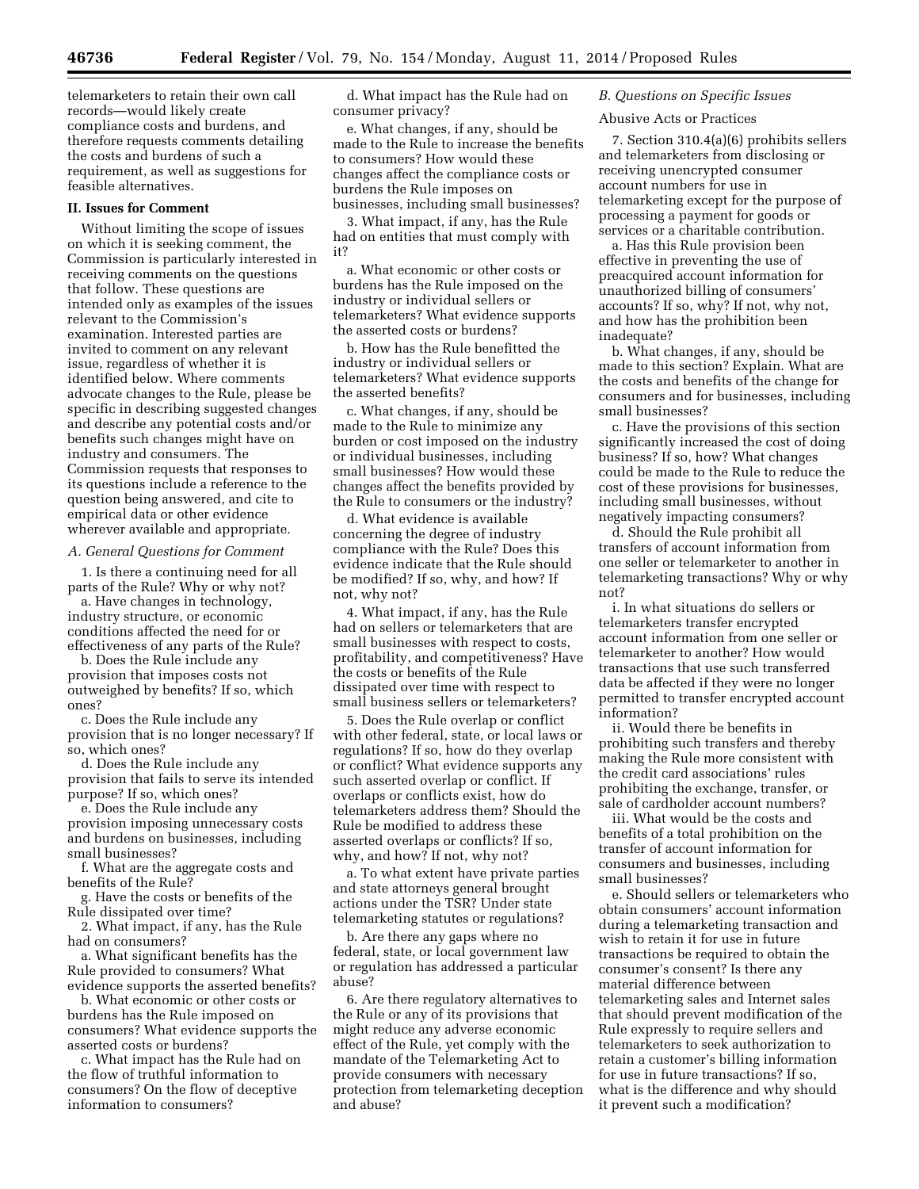telemarketers to retain their own call records—would likely create compliance costs and burdens, and therefore requests comments detailing the costs and burdens of such a requirement, as well as suggestions for feasible alternatives.

## II. Issues for Comment

Without limiting the scope of issues on which it is seeking comment, the Commission is particularly interested in receiving comments on the questions that follow. These questions are intended only as examples of the issues relevant to the Commission's examination. Interested parties are invited to comment on any relevant issue, regardless of whether it is identified below. Where comments advocate changes to the Rule, please be specific in describing suggested changes and describe any potential costs and/or benefits such changes might have on industry and consumers. The Commission requests that responses to its questions include a reference to the question being answered, and cite to empirical data or other evidence wherever available and appropriate.

### *A. General Questions for Comment*

1. Is there a continuing need for all parts of the Rule? Why or why not?

a. Have changes in technology, industry structure, or economic conditions affected the need for or effectiveness of any parts of the Rule?

b. Does the Rule include any provision that imposes costs not outweighed by benefits? If so, which ones?

c. Does the Rule include any provision that is no longer necessary? If so, which ones?

d. Does the Rule include any provision that fails to serve its intended purpose? If so, which ones?

e. Does the Rule include any provision imposing unnecessary costs and burdens on businesses, including small businesses?

f. What are the aggregate costs and benefits of the Rule?

g. Have the costs or benefits of the Rule dissipated over time?

2. What impact, if any, has the Rule had on consumers?

a. What significant benefits has the Rule provided to consumers? What evidence supports the asserted benefits?

b. What economic or other costs or burdens has the Rule imposed on consumers? What evidence supports the asserted costs or burdens?

c. What impact has the Rule had on the flow of truthful information to consumers? On the flow of deceptive information to consumers?

d. What impact has the Rule had on consumer privacy?

e. What changes, if any, should be made to the Rule to increase the benefits to consumers? How would these changes affect the compliance costs or burdens the Rule imposes on businesses, including small businesses?

3. What impact, if any, has the Rule had on entities that must comply with it?

a. What economic or other costs or burdens has the Rule imposed on the industry or individual sellers or telemarketers? What evidence supports the asserted costs or burdens?

b. How has the Rule benefitted the industry or individual sellers or telemarketers? What evidence supports the asserted benefits?

c. What changes, if any, should be made to the Rule to minimize any burden or cost imposed on the industry or individual businesses, including small businesses? How would these changes affect the benefits provided by the Rule to consumers or the industry?

d. What evidence is available concerning the degree of industry compliance with the Rule? Does this evidence indicate that the Rule should be modified? If so, why, and how? If not, why not?

4. What impact, if any, has the Rule had on sellers or telemarketers that are small businesses with respect to costs, profitability, and competitiveness? Have the costs or benefits of the Rule dissipated over time with respect to small business sellers or telemarketers?

5. Does the Rule overlap or conflict with other federal, state, or local laws or regulations? If so, how do they overlap or conflict? What evidence supports any such asserted overlap or conflict. If overlaps or conflicts exist, how do telemarketers address them? Should the Rule be modified to address these asserted overlaps or conflicts? If so, why, and how? If not, why not?

a. To what extent have private parties and state attorneys general brought actions under the TSR? Under state telemarketing statutes or regulations?

b. Are there any gaps where no federal, state, or local government law or regulation has addressed a particular abuse?

6. Are there regulatory alternatives to the Rule or any of its provisions that might reduce any adverse economic effect of the Rule, yet comply with the mandate of the Telemarketing Act to provide consumers with necessary protection from telemarketing deception and abuse?

### *B. Questions on Specific Issues*

Abusive Acts or Practices

7. Section 310.4(a)(6) prohibits sellers and telemarketers from disclosing or receiving unencrypted consumer account numbers for use in telemarketing except for the purpose of processing a payment for goods or services or a charitable contribution.

a. Has this Rule provision been effective in preventing the use of preacquired account information for unauthorized billing of consumers' accounts? If so, why? If not, why not, and how has the prohibition been inadequate?

b. What changes, if any, should be made to this section? Explain. What are the costs and benefits of the change for consumers and for businesses, including small businesses?

c. Have the provisions of this section significantly increased the cost of doing business? If so, how? What changes could be made to the Rule to reduce the cost of these provisions for businesses, including small businesses, without negatively impacting consumers?

d. Should the Rule prohibit all transfers of account information from one seller or telemarketer to another in telemarketing transactions? Why or why not?

i. In what situations do sellers or telemarketers transfer encrypted account information from one seller or telemarketer to another? How would transactions that use such transferred data be affected if they were no longer permitted to transfer encrypted account information?

ii. Would there be benefits in prohibiting such transfers and thereby making the Rule more consistent with the credit card associations' rules prohibiting the exchange, transfer, or sale of cardholder account numbers?

iii. What would be the costs and benefits of a total prohibition on the transfer of account information for consumers and businesses, including small businesses?

e. Should sellers or telemarketers who obtain consumers' account information during a telemarketing transaction and wish to retain it for use in future transactions be required to obtain the consumer's consent? Is there any material difference between telemarketing sales and Internet sales that should prevent modification of the Rule expressly to require sellers and telemarketers to seek authorization to retain a customer's billing information for use in future transactions? If so, what is the difference and why should it prevent such a modification?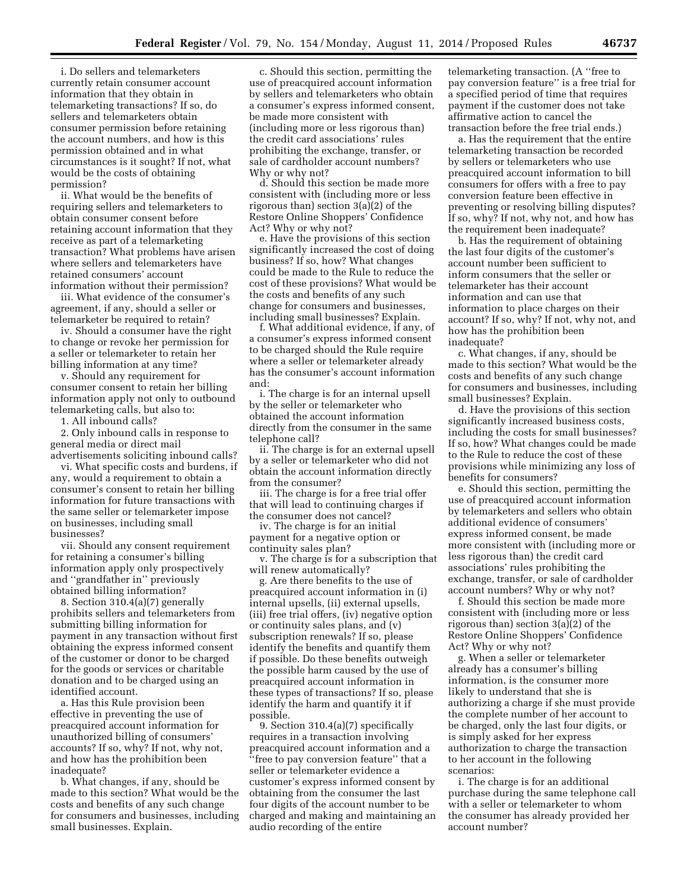i. Do sellers and telemarketers currently retain consumer account information that they obtain in telemarketing transactions? If so, do sellers and telemarketers obtain consumer permission before retaining the account numbers, and how is this permission obtained and in what circumstances is it sought? If not, what would be the costs of obtaining permission?

ii. What would be the benefits of requiring sellers and telemarketers to obtain consumer consent before retaining account information that they receive as part of a telemarketing transaction? What problems have arisen where sellers and telemarketers have retained consumers' account information without their permission?

iii. What evidence of the consumer's agreement, if any, should a seller or telemarketer be required to retain?

iv. Should a consumer have the right to change or revoke her permission for a seller or telemarketer to retain her billing information at any time?

v. Should any requirement for consumer consent to retain her billing information apply not only to outbound telemarketing calls, but also to:

1. All inbound calls?

2. Only inbound calls in response to general media or direct mail advertisements soliciting inbound calls?

vi. What specific costs and burdens, if any, would a requirement to obtain a consumer's consent to retain her billing information for future transactions with the same seller or telemarketer impose on businesses, including small businesses?

vii. Should any consent requirement for retaining a consumer's billing information apply only prospectively and ''grandfather in'' previously obtained billing information?

8. Section 310.4(a)(7) generally prohibits sellers and telemarketers from submitting billing information for payment in any transaction without first obtaining the express informed consent of the customer or donor to be charged for the goods or services or charitable donation and to be charged using an identified account.

a. Has this Rule provision been effective in preventing the use of preacquired account information for unauthorized billing of consumers' accounts? If so, why? If not, why not, and how has the prohibition been inadequate?

b. What changes, if any, should be made to this section? What would be the costs and benefits of any such change for consumers and businesses, including small businesses. Explain.

c. Should this section, permitting the use of preacquired account information by sellers and telemarketers who obtain a consumer's express informed consent, be made more consistent with (including more or less rigorous than) the credit card associations' rules prohibiting the exchange, transfer, or sale of cardholder account numbers? Why or why not?

d. Should this section be made more consistent with (including more or less rigorous than) section 3(a)(2) of the Restore Online Shoppers' Confidence Act? Why or why not?

e. Have the provisions of this section significantly increased the cost of doing business? If so, how? What changes could be made to the Rule to reduce the cost of these provisions? What would be the costs and benefits of any such change for consumers and businesses, including small businesses? Explain.

f. What additional evidence, if any, of a consumer's express informed consent to be charged should the Rule require where a seller or telemarketer already has the consumer's account information and:

i. The charge is for an internal upsell by the seller or telemarketer who obtained the account information directly from the consumer in the same telephone call?

ii. The charge is for an external upsell by a seller or telemarketer who did not obtain the account information directly from the consumer?

iii. The charge is for a free trial offer that will lead to continuing charges if the consumer does not cancel?

iv. The charge is for an initial payment for a negative option or continuity sales plan?

v. The charge is for a subscription that will renew automatically?

g. Are there benefits to the use of preacquired account information in (i) internal upsells, (ii) external upsells, (iii) free trial offers, (iv) negative option or continuity sales plans, and (v) subscription renewals? If so, please identify the benefits and quantify them if possible. Do these benefits outweigh the possible harm caused by the use of preacquired account information in these types of transactions? If so, please identify the harm and quantify it if possible.

9. Section 310.4(a)(7) specifically requires in a transaction involving preacquired account information and a ''free to pay conversion feature'' that a seller or telemarketer evidence a customer's express informed consent by obtaining from the consumer the last four digits of the account number to be charged and making and maintaining an audio recording of the entire telemarketing transaction. (A ''free to pay conversion feature'' is a free trial for a specified period of time that requires payment if the customer does not take affirmative action to cancel the transaction before the free trial ends.)

a. Has the requirement that the entire telemarketing transaction be recorded by sellers or telemarketers who use preacquired account information to bill consumers for offers with a free to pay conversion feature been effective in preventing or resolving billing disputes? If so, why? If not, why not, and how has the requirement been inadequate?

b. Has the requirement of obtaining the last four digits of the customer's account number been sufficient to inform consumers that the seller or telemarketer has their account information and can use that information to place charges on their account? If so, why? If not, why not, and how has the prohibition been inadequate?

c. What changes, if any, should be made to this section? What would be the costs and benefits of any such change for consumers and businesses, including small businesses? Explain.

d. Have the provisions of this section significantly increased business costs, including the costs for small businesses? If so, how? What changes could be made to the Rule to reduce the cost of these provisions while minimizing any loss of benefits for consumers?

e. Should this section, permitting the use of preacquired account information by telemarketers and sellers who obtain additional evidence of consumers' express informed consent, be made more consistent with (including more or less rigorous than) the credit card associations' rules prohibiting the exchange, transfer, or sale of cardholder account numbers? Why or why not?

f. Should this section be made more consistent with (including more or less rigorous than) section 3(a)(2) of the Restore Online Shoppers' Confidence Act? Why or why not?

g. When a seller or telemarketer already has a consumer's billing information, is the consumer more likely to understand that she is authorizing a charge if she must provide the complete number of her account to be charged, only the last four digits, or is simply asked for her express authorization to charge the transaction to her account in the following scenarios:

i. The charge is for an additional purchase during the same telephone call with a seller or telemarketer to whom the consumer has already provided her account number?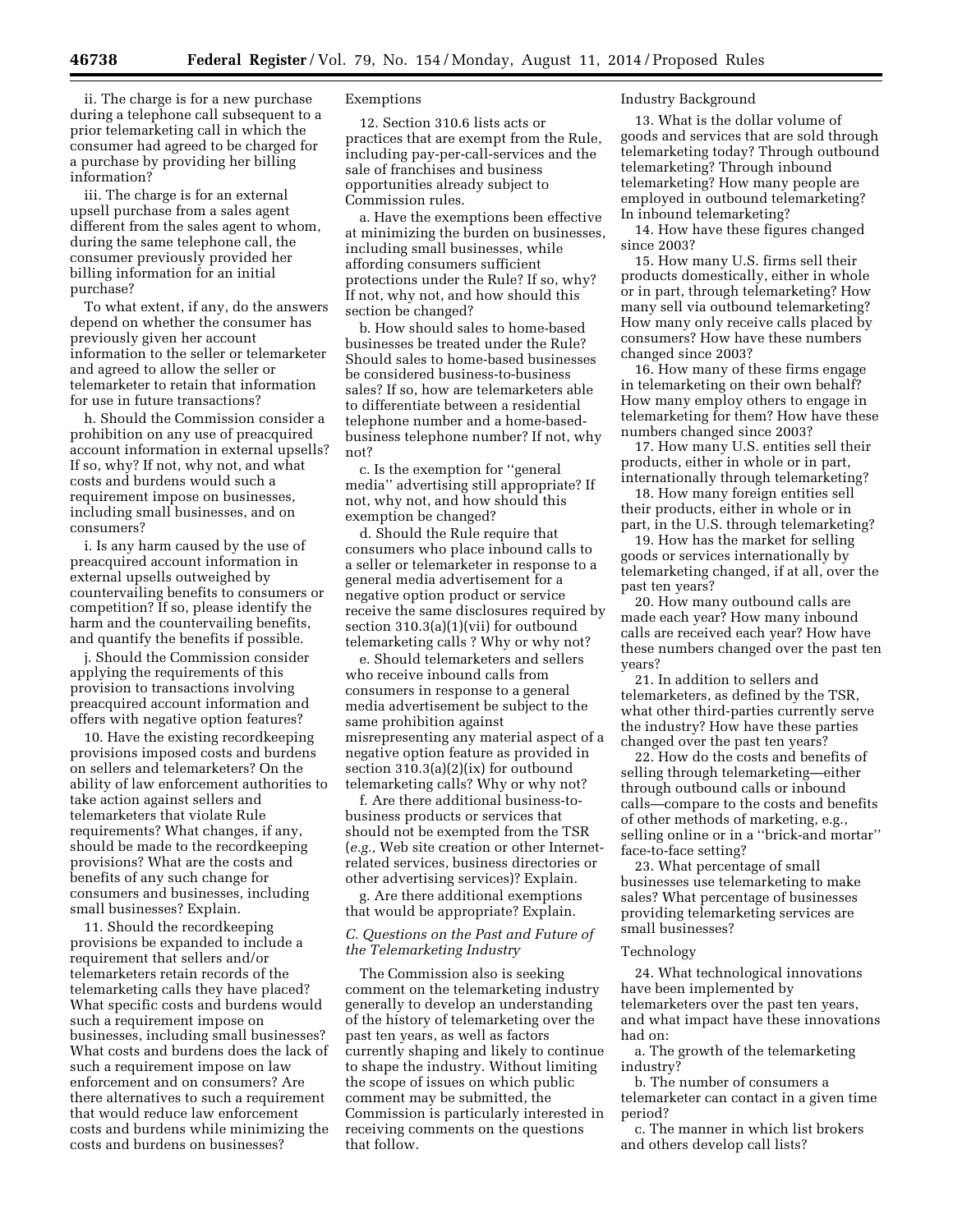ii. The charge is for a new purchase during a telephone call subsequent to a prior telemarketing call in which the consumer had agreed to be charged for a purchase by providing her billing information?

iii. The charge is for an external upsell purchase from a sales agent different from the sales agent to whom, during the same telephone call, the consumer previously provided her billing information for an initial purchase?

To what extent, if any, do the answers depend on whether the consumer has previously given her account information to the seller or telemarketer and agreed to allow the seller or telemarketer to retain that information for use in future transactions?

h. Should the Commission consider a prohibition on any use of preacquired account information in external upsells? If so, why? If not, why not, and what costs and burdens would such a requirement impose on businesses, including small businesses, and on consumers?

i. Is any harm caused by the use of preacquired account information in external upsells outweighed by countervailing benefits to consumers or competition? If so, please identify the harm and the countervailing benefits, and quantify the benefits if possible.

j. Should the Commission consider applying the requirements of this provision to transactions involving preacquired account information and offers with negative option features?

10. Have the existing recordkeeping provisions imposed costs and burdens on sellers and telemarketers? On the ability of law enforcement authorities to take action against sellers and telemarketers that violate Rule requirements? What changes, if any, should be made to the recordkeeping provisions? What are the costs and benefits of any such change for consumers and businesses, including small businesses? Explain.

11. Should the recordkeeping provisions be expanded to include a requirement that sellers and/or telemarketers retain records of the telemarketing calls they have placed? What specific costs and burdens would such a requirement impose on businesses, including small businesses? What costs and burdens does the lack of such a requirement impose on law enforcement and on consumers? Are there alternatives to such a requirement that would reduce law enforcement costs and burdens while minimizing the costs and burdens on businesses?

Exemptions

12. Section 310.6 lists acts or practices that are exempt from the Rule, including pay-per-call-services and the sale of franchises and business opportunities already subject to Commission rules.

a. Have the exemptions been effective at minimizing the burden on businesses, including small businesses, while affording consumers sufficient protections under the Rule? If so, why? If not, why not, and how should this section be changed?

b. How should sales to home-based businesses be treated under the Rule? Should sales to home-based businesses be considered business-to-business sales? If so, how are telemarketers able to differentiate between a residential telephone number and a home-based-business telephone number? If not, why not?

c. Is the exemption for "general media" advertising still appropriate? If not, why not, and how should this exemption be changed?

d. Should the Rule require that consumers who place inbound calls to a seller or telemarketer in response to a general media advertisement for a negative option product or service receive the same disclosures required by section 310.3(a)(1)(vii) for outbound telemarketing calls ? Why or why not?

e. Should telemarketers and sellers who receive inbound calls from consumers in response to a general media advertisement be subject to the same prohibition against misrepresenting any material aspect of a negative option feature as provided in section 310.3(a)(2)(ix) for outbound telemarketing calls? Why or why not?

f. Are there additional business-to-business products or services that should not be exempted from the TSR (*e.g.,* Web site creation or other Internet-related services, business directories or other advertising services)? Explain.

g. Are there additional exemptions that would be appropriate? Explain.

### *C. Questions on the Past and Future of the Telemarketing Industry*

The Commission also is seeking comment on the telemarketing industry generally to develop an understanding of the history of telemarketing over the past ten years, as well as factors currently shaping and likely to continue to shape the industry. Without limiting the scope of issues on which public comment may be submitted, the Commission is particularly interested in receiving comments on the questions that follow.

Industry Background

13. What is the dollar volume of goods and services that are sold through telemarketing today? Through outbound telemarketing? Through inbound telemarketing? How many people are employed in outbound telemarketing? In inbound telemarketing?

14. How have these figures changed since 2003?

15. How many U.S. firms sell their products domestically, either in whole or in part, through telemarketing? How many sell via outbound telemarketing? How many only receive calls placed by consumers? How have these numbers changed since 2003?

16. How many of these firms engage in telemarketing on their own behalf? How many employ others to engage in telemarketing for them? How have these numbers changed since 2003?

17. How many U.S. entities sell their products, either in whole or in part, internationally through telemarketing?

18. How many foreign entities sell their products, either in whole or in part, in the U.S. through telemarketing?

19. How has the market for selling goods or services internationally by telemarketing changed, if at all, over the past ten years?

20. How many outbound calls are made each year? How many inbound calls are received each year? How have these numbers changed over the past ten years?

21. In addition to sellers and telemarketers, as defined by the TSR, what other third-parties currently serve the industry? How have these parties changed over the past ten years?

22. How do the costs and benefits of selling through telemarketing—either through outbound calls or inbound calls—compare to the costs and benefits of other methods of marketing, e.g., selling online or in a "brick-and mortar" face-to-face setting?

23. What percentage of small businesses use telemarketing to make sales? What percentage of businesses providing telemarketing services are small businesses?

Technology

24. What technological innovations have been implemented by telemarketers over the past ten years, and what impact have these innovations had on:

a. The growth of the telemarketing industry?

b. The number of consumers a telemarketer can contact in a given time period?

c. The manner in which list brokers and others develop call lists?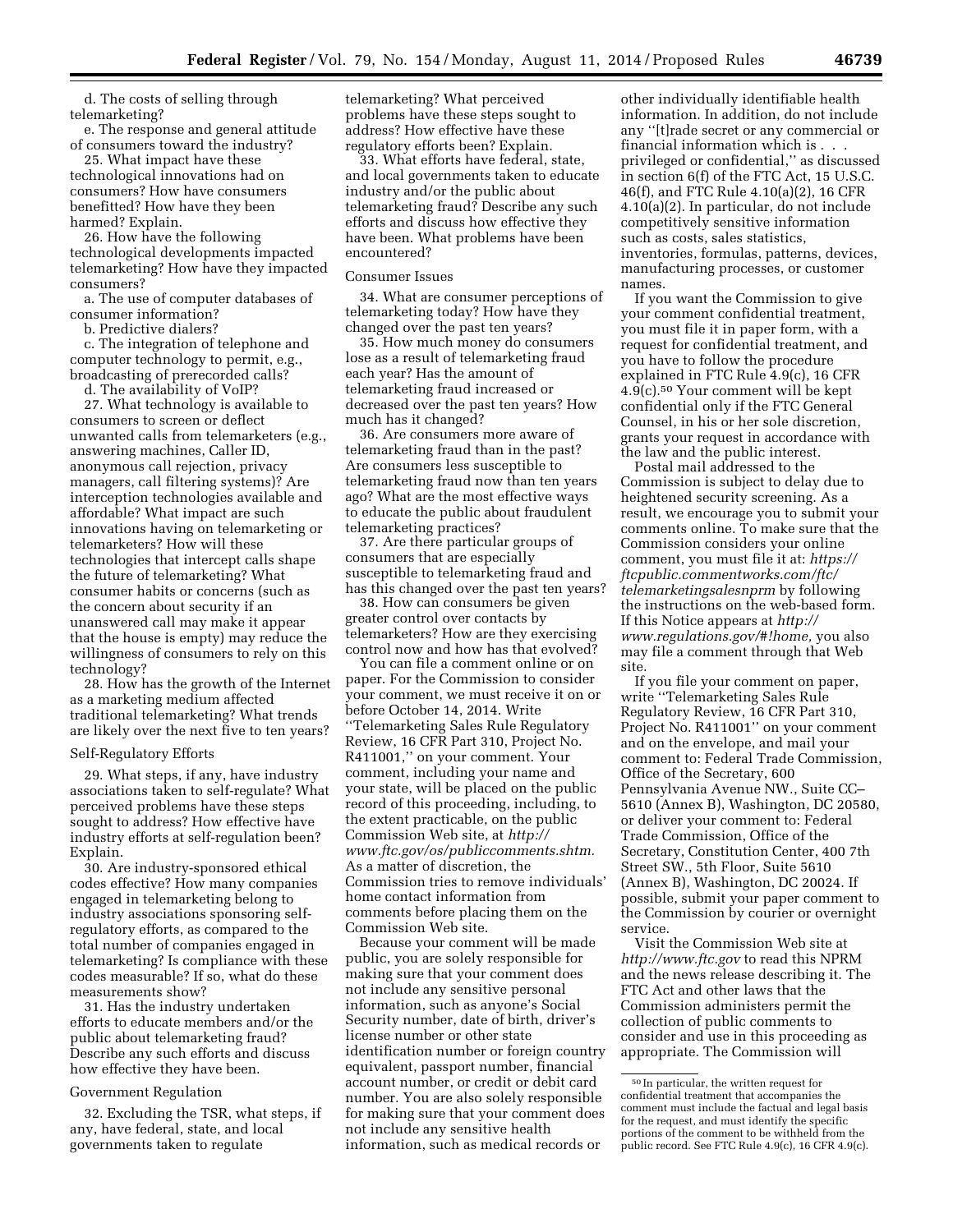d. The costs of selling through telemarketing?

e. The response and general attitude of consumers toward the industry?

25. What impact have these technological innovations had on consumers? How have consumers benefitted? How have they been harmed? Explain.

26. How have the following technological developments impacted telemarketing? How have they impacted consumers?

a. The use of computer databases of consumer information?

b. Predictive dialers?

c. The integration of telephone and computer technology to permit, e.g., broadcasting of prerecorded calls?

d. The availability of VoIP?

27. What technology is available to consumers to screen or deflect unwanted calls from telemarketers (e.g., answering machines, Caller ID, anonymous call rejection, privacy managers, call filtering systems)? Are interception technologies available and affordable? What impact are such innovations having on telemarketing or telemarketers? How will these technologies that intercept calls shape the future of telemarketing? What consumer habits or concerns (such as the concern about security if an unanswered call may make it appear that the house is empty) may reduce the willingness of consumers to rely on this technology?

28. How has the growth of the Internet as a marketing medium affected traditional telemarketing? What trends are likely over the next five to ten years?

### Self-Regulatory Efforts

29. What steps, if any, have industry associations taken to self-regulate? What perceived problems have these steps sought to address? How effective have industry efforts at self-regulation been? Explain.

30. Are industry-sponsored ethical codes effective? How many companies engaged in telemarketing belong to industry associations sponsoring self-regulatory efforts, as compared to the total number of companies engaged in telemarketing? Is compliance with these codes measurable? If so, what do these measurements show?

31. Has the industry undertaken efforts to educate members and/or the public about telemarketing fraud? Describe any such efforts and discuss how effective they have been.

### Government Regulation

32. Excluding the TSR, what steps, if any, have federal, state, and local governments taken to regulate telemarketing? What perceived problems have these steps sought to address? How effective have these regulatory efforts been? Explain.

33. What efforts have federal, state, and local governments taken to educate industry and/or the public about telemarketing fraud? Describe any such efforts and discuss how effective they have been. What problems have been encountered?

### Consumer Issues

34. What are consumer perceptions of telemarketing today? How have they changed over the past ten years?

35. How much money do consumers lose as a result of telemarketing fraud each year? Has the amount of telemarketing fraud increased or decreased over the past ten years? How much has it changed?

36. Are consumers more aware of telemarketing fraud than in the past? Are consumers less susceptible to telemarketing fraud now than ten years ago? What are the most effective ways to educate the public about fraudulent telemarketing practices?

37. Are there particular groups of consumers that are especially susceptible to telemarketing fraud and has this changed over the past ten years?

38. How can consumers be given greater control over contacts by telemarketers? How are they exercising control now and how has that evolved?

You can file a comment online or on paper. For the Commission to consider your comment, we must receive it on or before October 14, 2014. Write "Telemarketing Sales Rule Regulatory Review, 16 CFR Part 310, Project No. R411001," on your comment. Your comment, including your name and your state, will be placed on the public record of this proceeding, including, to the extent practicable, on the public Commission Web site, at *http://www.ftc.gov/os/publiccomments.shtm.* As a matter of discretion, the Commission tries to remove individuals' home contact information from comments before placing them on the Commission Web site.

Because your comment will be made public, you are solely responsible for making sure that your comment does not include any sensitive personal information, such as anyone's Social Security number, date of birth, driver's license number or other state identification number or foreign country equivalent, passport number, financial account number, or credit or debit card number. You are also solely responsible for making sure that your comment does not include any sensitive health information, such as medical records or other individually identifiable health information. In addition, do not include any "[t]rade secret or any commercial or financial information which is . . . privileged or confidential," as discussed in section 6(f) of the FTC Act, 15 U.S.C. 46(f), and FTC Rule 4.10(a)(2), 16 CFR 4.10(a)(2). In particular, do not include competitively sensitive information such as costs, sales statistics, inventories, formulas, patterns, devices, manufacturing processes, or customer names.

If you want the Commission to give your comment confidential treatment, you must file it in paper form, with a request for confidential treatment, and you have to follow the procedure explained in FTC Rule 4.9(c), 16 CFR 4.9(c).[50] Your comment will be kept confidential only if the FTC General Counsel, in his or her sole discretion, grants your request in accordance with the law and the public interest.

Postal mail addressed to the Commission is subject to delay due to heightened security screening. As a result, we encourage you to submit your comments online. To make sure that the Commission considers your online comment, you must file it at: *https://ftcpublic.commentworks.com/ftc/telemarketingsalesnprm* by following the instructions on the web-based form. If this Notice appears at *http://www.regulations.gov/#!home,* you also may file a comment through that Web site.

If you file your comment on paper, write "Telemarketing Sales Rule Regulatory Review, 16 CFR Part 310, Project No. R411001" on your comment and on the envelope, and mail your comment to: Federal Trade Commission, Office of the Secretary, 600 Pennsylvania Avenue NW., Suite CC–5610 (Annex B), Washington, DC 20580, or deliver your comment to: Federal Trade Commission, Office of the Secretary, Constitution Center, 400 7th Street SW., 5th Floor, Suite 5610 (Annex B), Washington, DC 20024. If possible, submit your paper comment to the Commission by courier or overnight service.

Visit the Commission Web site at *http://www.ftc.gov* to read this NPRM and the news release describing it. The FTC Act and other laws that the Commission administers permit the collection of public comments to consider and use in this proceeding as appropriate. The Commission will

---

[50] In particular, the written request for confidential treatment that accompanies the comment must include the factual and legal basis for the request, and must identify the specific portions of the comment to be withheld from the public record. See FTC Rule 4.9(c), 16 CFR 4.9(c).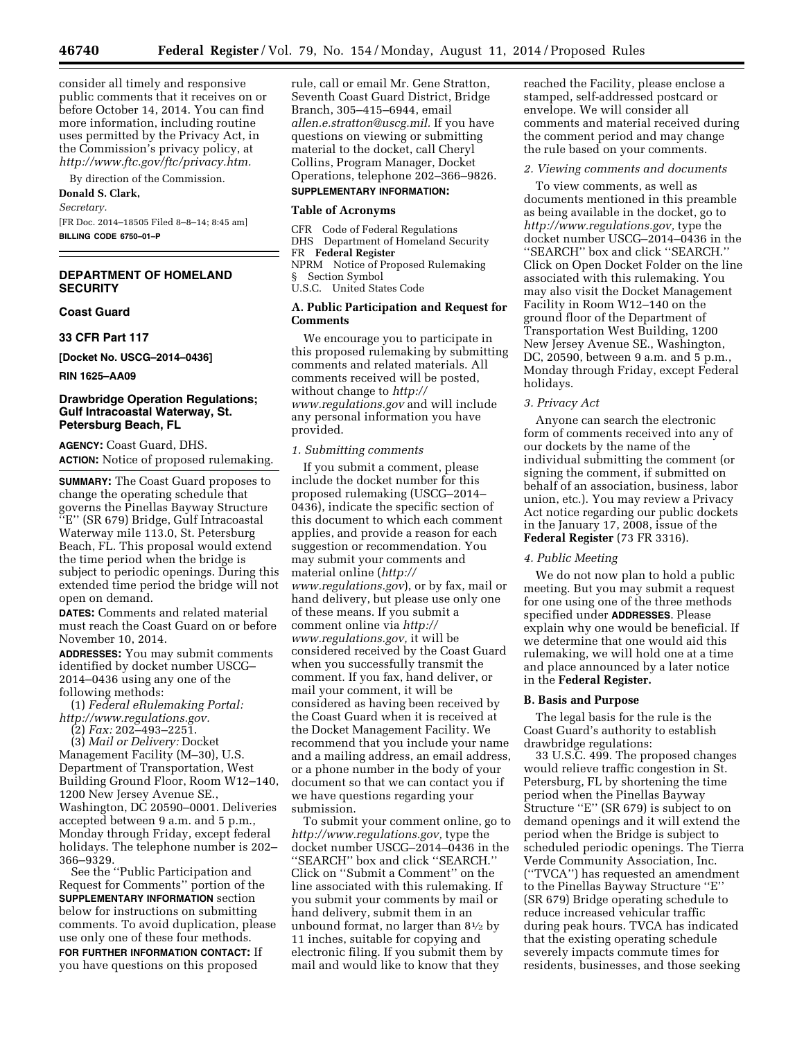consider all timely and responsive public comments that it receives on or before October 14, 2014. You can find more information, including routine uses permitted by the Privacy Act, in the Commission's privacy policy, at *http://www.ftc.gov/ftc/privacy.htm.*

By direction of the Commission.

**Donald S. Clark,**

*Secretary.*

[FR Doc. 2014–18505 Filed 8–8–14; 8:45 am]

**BILLING CODE 6750–01–P**

---

## DEPARTMENT OF HOMELAND SECURITY

### Coast Guard

### 33 CFR Part 117

**[Docket No. USCG–2014–0436]**

**RIN 1625–AA09**

### Drawbridge Operation Regulations; Gulf Intracoastal Waterway, St. Petersburg Beach, FL

**AGENCY:** Coast Guard, DHS.

**ACTION:** Notice of proposed rulemaking.

**SUMMARY:** The Coast Guard proposes to change the operating schedule that governs the Pinellas Bayway Structure ''E'' (SR 679) Bridge, Gulf Intracoastal Waterway mile 113.0, St. Petersburg Beach, FL. This proposal would extend the time period when the bridge is subject to periodic openings. During this extended time period the bridge will not open on demand.

**DATES:** Comments and related material must reach the Coast Guard on or before November 10, 2014.

**ADDRESSES:** You may submit comments identified by docket number USCG–2014–0436 using any one of the following methods:

(1) *Federal eRulemaking Portal: http://www.regulations.gov.*

(2) *Fax:* 202–493–2251.

(3) *Mail or Delivery:* Docket Management Facility (M–30), U.S. Department of Transportation, West Building Ground Floor, Room W12–140, 1200 New Jersey Avenue SE., Washington, DC 20590–0001. Deliveries accepted between 9 a.m. and 5 p.m., Monday through Friday, except federal holidays. The telephone number is 202–366–9329.

See the ''Public Participation and Request for Comments'' portion of the **SUPPLEMENTARY INFORMATION** section below for instructions on submitting comments. To avoid duplication, please use only one of these four methods.

**FOR FURTHER INFORMATION CONTACT:** If you have questions on this proposed rule, call or email Mr. Gene Stratton, Seventh Coast Guard District, Bridge Branch, 305–415–6944, email *allen.e.stratton@uscg.mil.* If you have questions on viewing or submitting material to the docket, call Cheryl Collins, Program Manager, Docket Operations, telephone 202–366–9826.

**SUPPLEMENTARY INFORMATION:**

**Table of Acronyms**

CFR Code of Federal Regulations
DHS Department of Homeland Security
FR **Federal Register**
NPRM Notice of Proposed Rulemaking
§ Section Symbol
U.S.C. United States Code

**A. Public Participation and Request for Comments**

We encourage you to participate in this proposed rulemaking by submitting comments and related materials. All comments received will be posted, without change to *http://www.regulations.gov* and will include any personal information you have provided.

*1. Submitting comments*

If you submit a comment, please include the docket number for this proposed rulemaking (USCG–2014–0436), indicate the specific section of this document to which each comment applies, and provide a reason for each suggestion or recommendation. You may submit your comments and material online (*http://www.regulations.gov*), or by fax, mail or hand delivery, but please use only one of these means. If you submit a comment online via *http://www.regulations.gov,* it will be considered received by the Coast Guard when you successfully transmit the comment. If you fax, hand deliver, or mail your comment, it will be considered as having been received by the Coast Guard when it is received at the Docket Management Facility. We recommend that you include your name and a mailing address, an email address, or a phone number in the body of your document so that we can contact you if we have questions regarding your submission.

To submit your comment online, go to *http://www.regulations.gov,* type the docket number USCG–2014–0436 in the ''SEARCH'' box and click ''SEARCH.'' Click on ''Submit a Comment'' on the line associated with this rulemaking. If you submit your comments by mail or hand delivery, submit them in an unbound format, no larger than 8½ by 11 inches, suitable for copying and electronic filing. If you submit them by mail and would like to know that they reached the Facility, please enclose a stamped, self-addressed postcard or envelope. We will consider all comments and material received during the comment period and may change the rule based on your comments.

*2. Viewing comments and documents*

To view comments, as well as documents mentioned in this preamble as being available in the docket, go to *http://www.regulations.gov,* type the docket number USCG–2014–0436 in the ''SEARCH'' box and click ''SEARCH.'' Click on Open Docket Folder on the line associated with this rulemaking. You may also visit the Docket Management Facility in Room W12–140 on the ground floor of the Department of Transportation West Building, 1200 New Jersey Avenue SE., Washington, DC, 20590, between 9 a.m. and 5 p.m., Monday through Friday, except Federal holidays.

*3. Privacy Act*

Anyone can search the electronic form of comments received into any of our dockets by the name of the individual submitting the comment (or signing the comment, if submitted on behalf of an association, business, labor union, etc.). You may review a Privacy Act notice regarding our public dockets in the January 17, 2008, issue of the **Federal Register** (73 FR 3316).

*4. Public Meeting*

We do not now plan to hold a public meeting. But you may submit a request for one using one of the three methods specified under **ADDRESSES**. Please explain why one would be beneficial. If we determine that one would aid this rulemaking, we will hold one at a time and place announced by a later notice in the **Federal Register.**

**B. Basis and Purpose**

The legal basis for the rule is the Coast Guard's authority to establish drawbridge regulations:

33 U.S.C. 499. The proposed changes would relieve traffic congestion in St. Petersburg, FL by shortening the time period when the Pinellas Bayway Structure ''E'' (SR 679) is subject to on demand openings and it will extend the period when the Bridge is subject to scheduled periodic openings. The Tierra Verde Community Association, Inc. (''TVCA'') has requested an amendment to the Pinellas Bayway Structure ''E'' (SR 679) Bridge operating schedule to reduce increased vehicular traffic during peak hours. TVCA has indicated that the existing operating schedule severely impacts commute times for residents, businesses, and those seeking